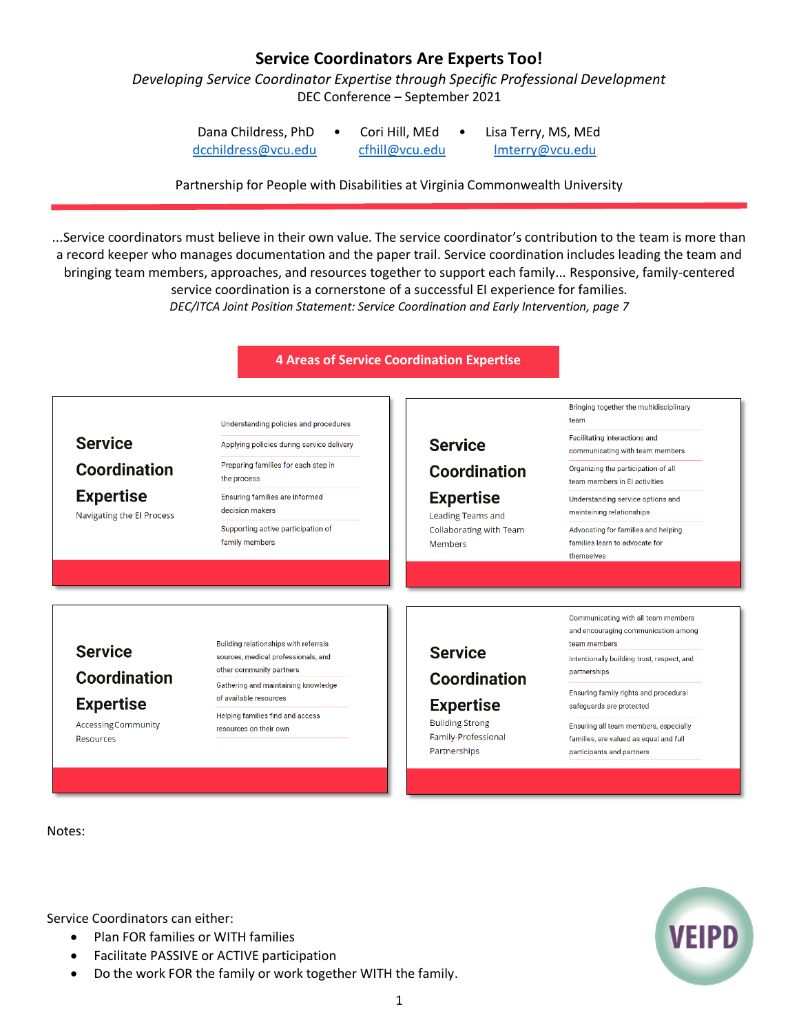# Service Coordinators Are Experts Too!

*Developing Service Coordinator Expertise through Specific Professional Development*

DEC Conference – September 2021

Dana Childress, PhD • Cori Hill, MEd • Lisa Terry, MS, MEd

dcchildress@vcu.edu cfhill@vcu.edu lmterry@vcu.edu

Partnership for People with Disabilities at Virginia Commonwealth University

...Service coordinators must believe in their own value. The service coordinator's contribution to the team is more than a record keeper who manages documentation and the paper trail. Service coordination includes leading the team and bringing team members, approaches, and resources together to support each family... Responsive, family-centered service coordination is a cornerstone of a successful EI experience for families.

*DEC/ITCA Joint Position Statement: Service Coordination and Early Intervention, page 7*

## 4 Areas of Service Coordination Expertise

### Service Coordination Expertise
Navigating the EI Process

- Understanding policies and procedures
- Applying policies during service delivery
- Preparing families for each step in the process
- Ensuring families are informed decision makers
- Supporting active participation of family members

### Service Coordination Expertise
Leading Teams and Collaborating with Team Members

- Bringing together the multidisciplinary team
- Facilitating interactions and communicating with team members
- Organizing the participation of all team members in EI activities
- Understanding service options and maintaining relationships
- Advocating for families and helping families learn to advocate for themselves

### Service Coordination Expertise
Accessing Community Resources

- Building relationships with referrals sources, medical professionals, and other community partners
- Gathering and maintaining knowledge of available resources
- Helping families find and access resources on their own

### Service Coordination Expertise
Building Strong Family-Professional Partnerships

- Communicating with all team members and encouraging communication among team members
- Intentionally building trust, respect, and partnerships
- Ensuring family rights and procedural safeguards are protected
- Ensuring all team members, especially families, are valued as equal and full participants and partners

Notes:

Service Coordinators can either:

- Plan FOR families or WITH families
- Facilitate PASSIVE or ACTIVE participation
- Do the work FOR the family or work together WITH the family.

VEIPD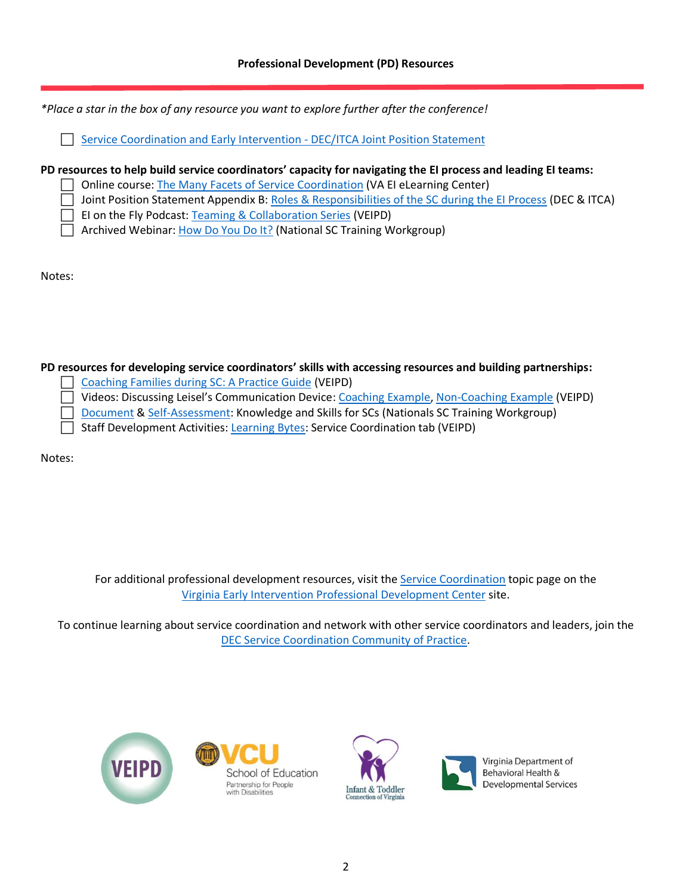**Professional Development (PD) Resources**

*\*Place a star in the box of any resource you want to explore further after the conference!*

- ☐ Service Coordination and Early Intervention - DEC/ITCA Joint Position Statement

**PD resources to help build service coordinators' capacity for navigating the EI process and leading EI teams:**

- ☐ Online course: The Many Facets of Service Coordination (VA EI eLearning Center)
- ☐ Joint Position Statement Appendix B: Roles & Responsibilities of the SC during the EI Process (DEC & ITCA)
- ☐ EI on the Fly Podcast: Teaming & Collaboration Series (VEIPD)
- ☐ Archived Webinar: How Do You Do It? (National SC Training Workgroup)

Notes:

**PD resources for developing service coordinators' skills with accessing resources and building partnerships:**

- ☐ Coaching Families during SC: A Practice Guide (VEIPD)
- ☐ Videos: Discussing Leisel's Communication Device: Coaching Example, Non-Coaching Example (VEIPD)
- ☐ Document & Self-Assessment: Knowledge and Skills for SCs (Nationals SC Training Workgroup)
- ☐ Staff Development Activities: Learning Bytes: Service Coordination tab (VEIPD)

Notes:

For additional professional development resources, visit the Service Coordination topic page on the Virginia Early Intervention Professional Development Center site.

To continue learning about service coordination and network with other service coordinators and leaders, join the DEC Service Coordination Community of Practice.

VEIPD

VCU School of Education Partnership for People with Disabilities

Infant & Toddler Connection of Virginia

Virginia Department of Behavioral Health & Developmental Services